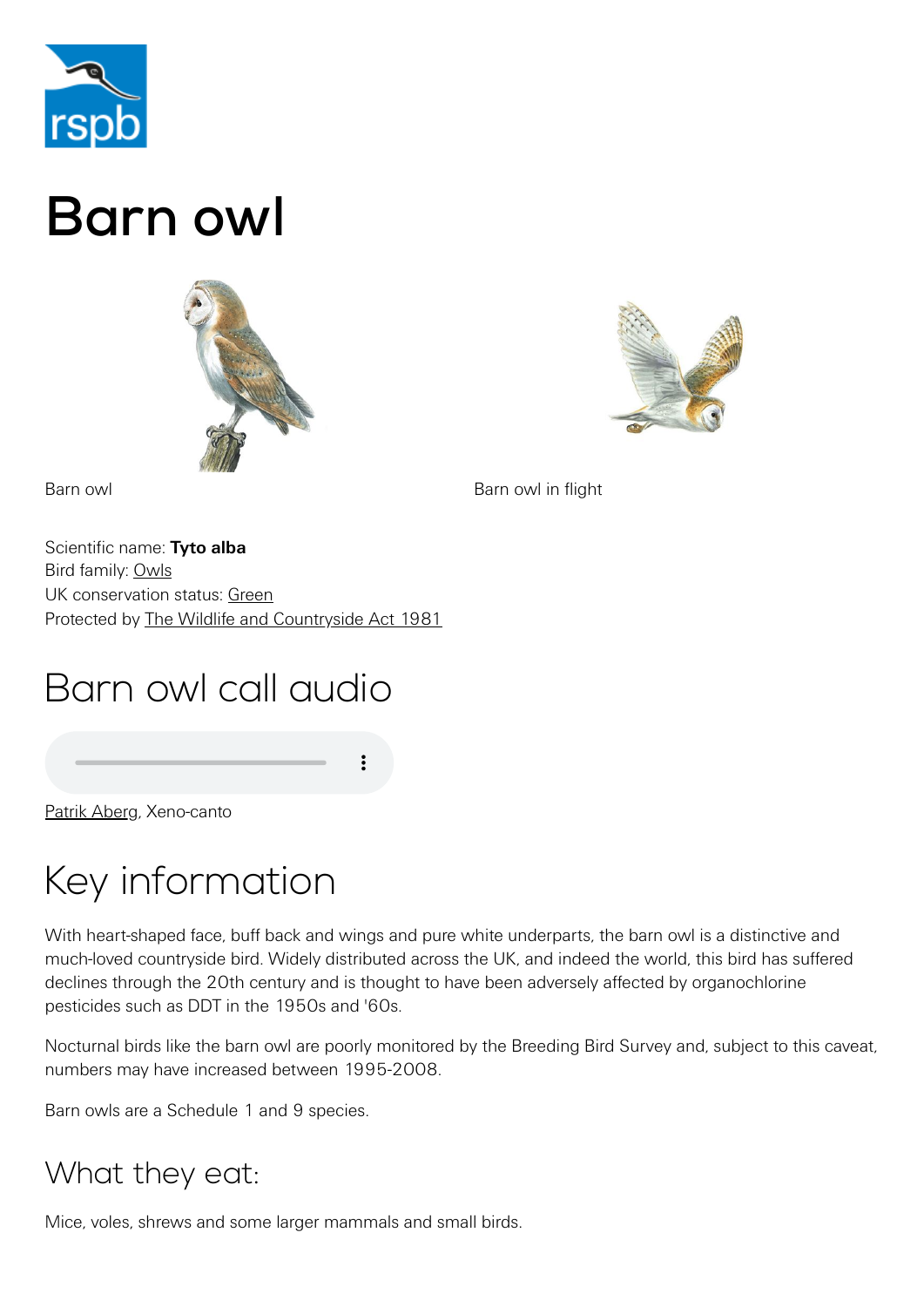# Barn owl

Barn owl

Barn owl in flight

Scientific name: **Tyto alba**
Bird family: Owls
UK conservation status: Green
Protected by The Wildlife and Countryside Act 1981

## Barn owl call audio

Patrik Aberg, Xeno-canto

## Key information

With heart-shaped face, buff back and wings and pure white underparts, the barn owl is a distinctive and much-loved countryside bird. Widely distributed across the UK, and indeed the world, this bird has suffered declines through the 20th century and is thought to have been adversely affected by organochlorine pesticides such as DDT in the 1950s and '60s.

Nocturnal birds like the barn owl are poorly monitored by the Breeding Bird Survey and, subject to this caveat, numbers may have increased between 1995-2008.

Barn owls are a Schedule 1 and 9 species.

### What they eat:

Mice, voles, shrews and some larger mammals and small birds.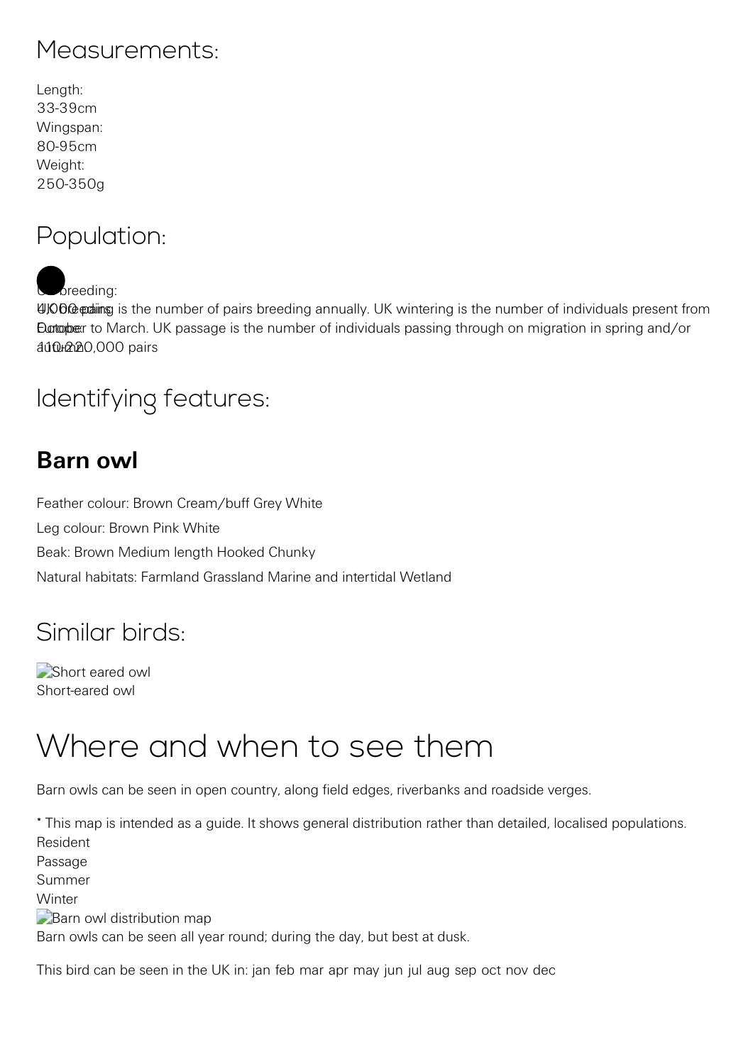## Measurements:

Length:
33-39cm
Wingspan:
80-95cm
Weight:
250-350g

## Population:

UK breeding:
4,000 pairs

UK breeding is the number of pairs breeding annually. UK wintering is the number of individuals present from October to March. UK passage is the number of individuals passing through on migration in spring and/or autumn.

Europe:
110-220,000 pairs

## Identifying features:

### Barn owl

Feather colour: Brown Cream/buff Grey White

Leg colour: Brown Pink White

Beak: Brown Medium length Hooked Chunky

Natural habitats: Farmland Grassland Marine and intertidal Wetland

## Similar birds:

Short eared owl
Short-eared owl

# Where and when to see them

Barn owls can be seen in open country, along field edges, riverbanks and roadside verges.

* This map is intended as a guide. It shows general distribution rather than detailed, localised populations.
Resident
Passage
Summer
Winter
Barn owl distribution map
Barn owls can be seen all year round; during the day, but best at dusk.

This bird can be seen in the UK in: jan feb mar apr may jun jul aug sep oct nov dec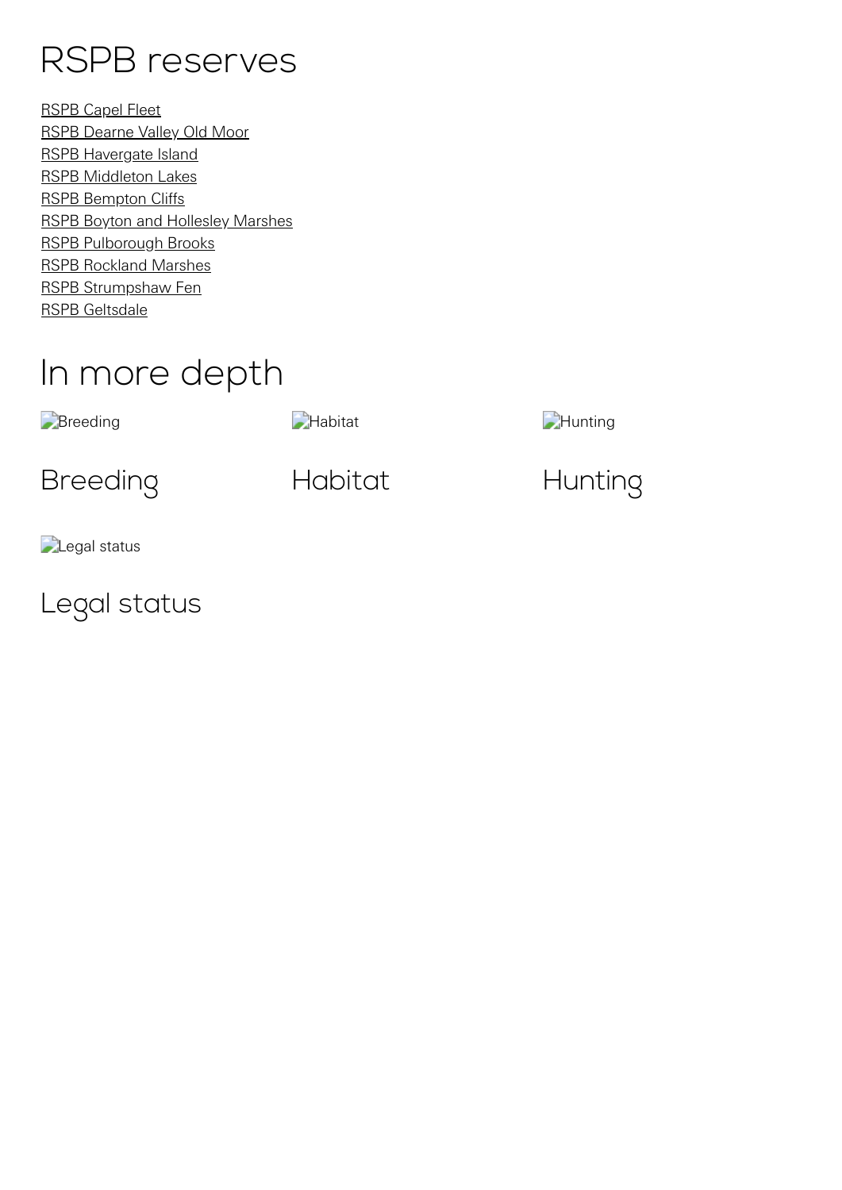# RSPB reserves

RSPB Capel Fleet
RSPB Dearne Valley Old Moor
RSPB Havergate Island
RSPB Middleton Lakes
RSPB Bempton Cliffs
RSPB Boyton and Hollesley Marshes
RSPB Pulborough Brooks
RSPB Rockland Marshes
RSPB Strumpshaw Fen
RSPB Geltsdale

# In more depth

## Breeding

## Habitat

## Hunting

## Legal status